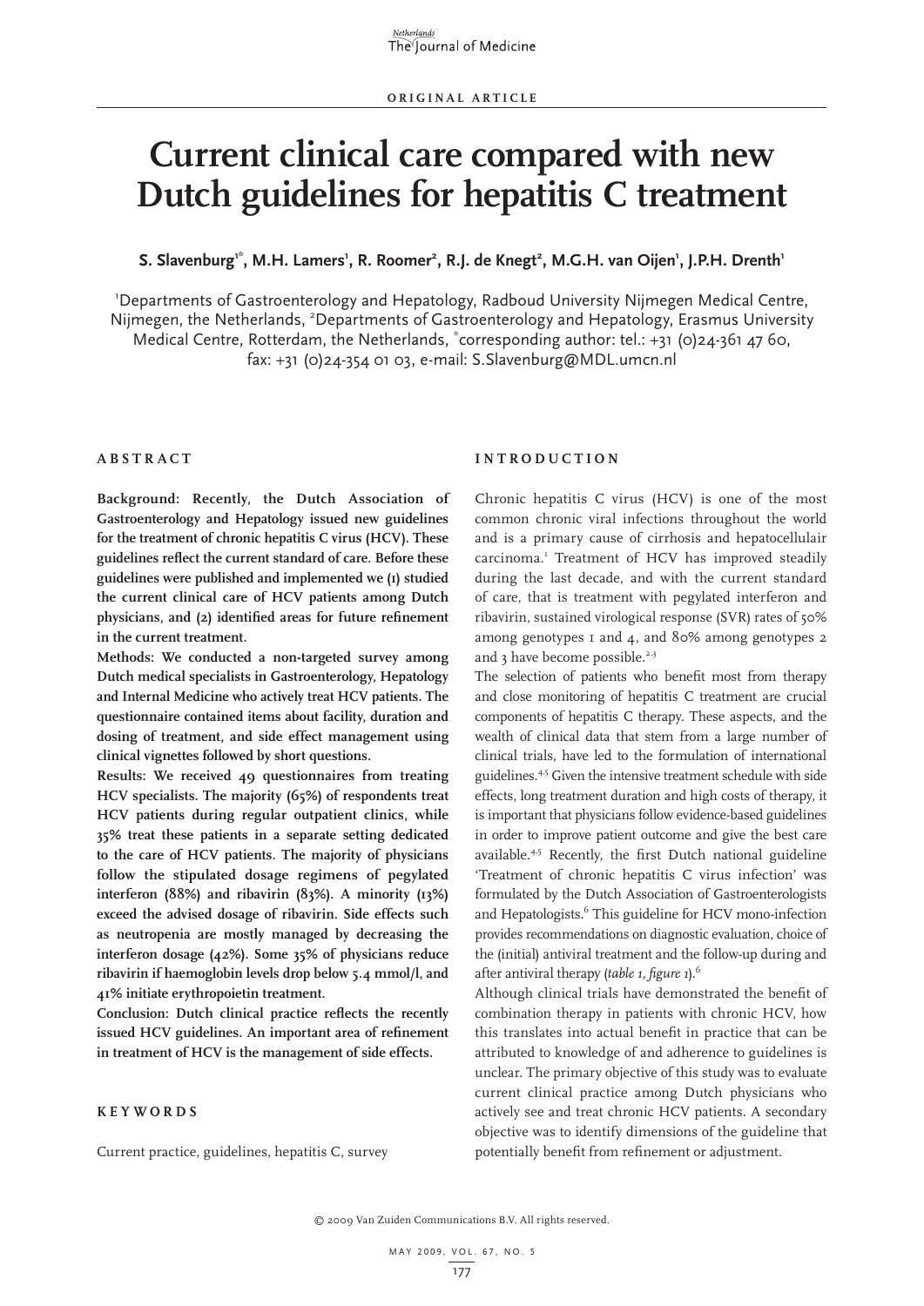ORIGINAL ARTICLE

# Current clinical care compared with new Dutch guidelines for hepatitis C treatment

**S. Slavenburg[1*], M.H. Lamers[1], R. Roomer[2], R.J. de Knegt[2], M.G.H. van Oijen[1], J.P.H. Drenth[1]**

[1]Departments of Gastroenterology and Hepatology, Radboud University Nijmegen Medical Centre, Nijmegen, the Netherlands, [2]Departments of Gastroenterology and Hepatology, Erasmus University Medical Centre, Rotterdam, the Netherlands, [*]corresponding author: tel.: +31 (0)24-361 47 60, fax: +31 (0)24-354 01 03, e-mail: S.Slavenburg@MDL.umcn.nl

## ABSTRACT

**Background: Recently, the Dutch Association of Gastroenterology and Hepatology issued new guidelines for the treatment of chronic hepatitis C virus (HCV). These guidelines reflect the current standard of care. Before these guidelines were published and implemented we (1) studied the current clinical care of HCV patients among Dutch physicians, and (2) identified areas for future refinement in the current treatment.**

**Methods: We conducted a non-targeted survey among Dutch medical specialists in Gastroenterology, Hepatology and Internal Medicine who actively treat HCV patients. The questionnaire contained items about facility, duration and dosing of treatment, and side effect management using clinical vignettes followed by short questions.**

**Results: We received 49 questionnaires from treating HCV specialists. The majority (65%) of respondents treat HCV patients during regular outpatient clinics, while 35% treat these patients in a separate setting dedicated to the care of HCV patients. The majority of physicians follow the stipulated dosage regimens of pegylated interferon (88%) and ribavirin (83%). A minority (13%) exceed the advised dosage of ribavirin. Side effects such as neutropenia are mostly managed by decreasing the interferon dosage (42%). Some 35% of physicians reduce ribavirin if haemoglobin levels drop below 5.4 mmol/l, and 41% initiate erythropoietin treatment.**

**Conclusion: Dutch clinical practice reflects the recently issued HCV guidelines. An important area of refinement in treatment of HCV is the management of side effects.**

## KEYWORDS

Current practice, guidelines, hepatitis C, survey

## INTRODUCTION

Chronic hepatitis C virus (HCV) is one of the most common chronic viral infections throughout the world and is a primary cause of cirrhosis and hepatocellulair carcinoma.[1] Treatment of HCV has improved steadily during the last decade, and with the current standard of care, that is treatment with pegylated interferon and ribavirin, sustained virological response (SVR) rates of 50% among genotypes 1 and 4, and 80% among genotypes 2 and 3 have become possible.[2,3]

The selection of patients who benefit most from therapy and close monitoring of hepatitis C treatment are crucial components of hepatitis C therapy. These aspects, and the wealth of clinical data that stem from a large number of clinical trials, have led to the formulation of international guidelines.[4,5] Given the intensive treatment schedule with side effects, long treatment duration and high costs of therapy, it is important that physicians follow evidence-based guidelines in order to improve patient outcome and give the best care available.[4,5] Recently, the first Dutch national guideline 'Treatment of chronic hepatitis C virus infection' was formulated by the Dutch Association of Gastroenterologists and Hepatologists.[6] This guideline for HCV mono-infection provides recommendations on diagnostic evaluation, choice of the (initial) antiviral treatment and the follow-up during and after antiviral therapy (*table 1, figure 1*).[6]

Although clinical trials have demonstrated the benefit of combination therapy in patients with chronic HCV, how this translates into actual benefit in practice that can be attributed to knowledge of and adherence to guidelines is unclear. The primary objective of this study was to evaluate current clinical practice among Dutch physicians who actively see and treat chronic HCV patients. A secondary objective was to identify dimensions of the guideline that potentially benefit from refinement or adjustment.

© 2009 Van Zuiden Communications B.V. All rights reserved.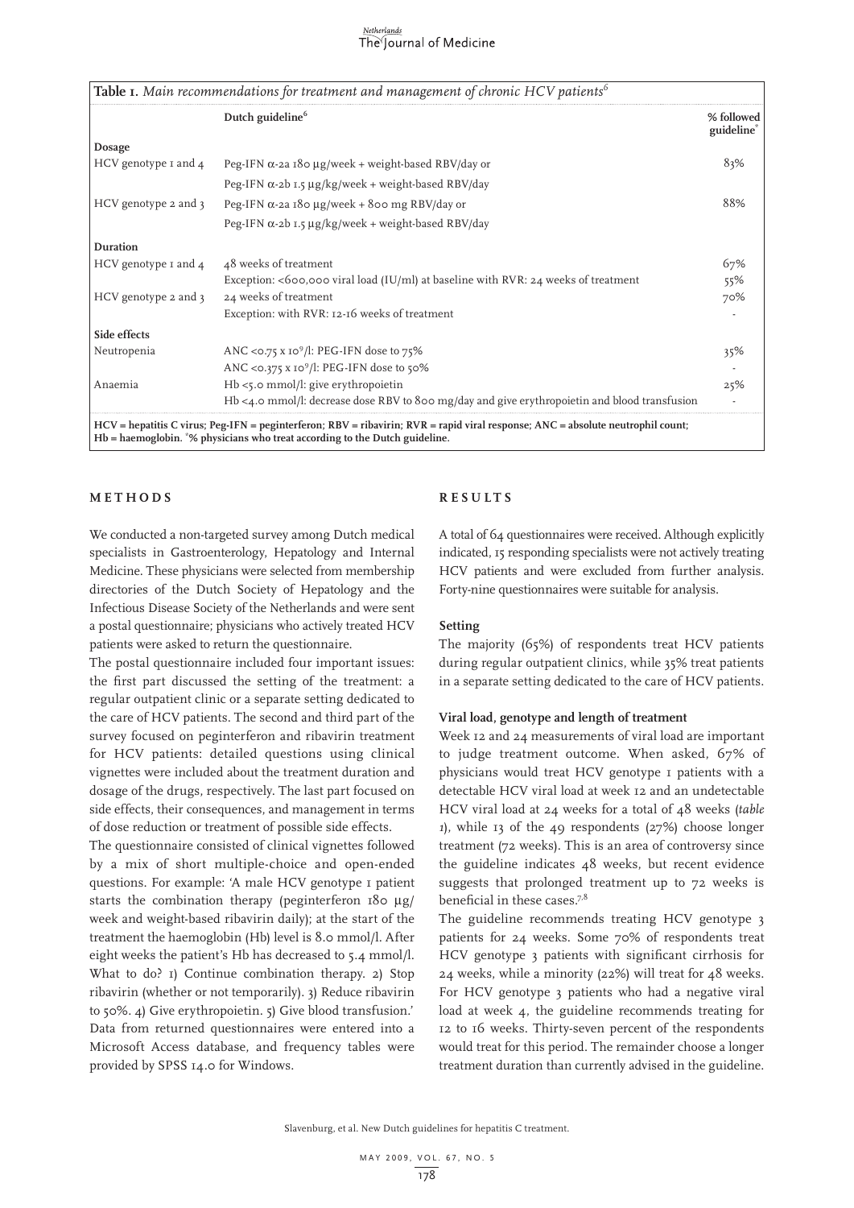**Table 1.** *Main recommendations for treatment and management of chronic HCV patients*[6]

| | Dutch guideline[6] | % followed guideline* |
|---|---|---|
| **Dosage** | | |
| HCV genotype 1 and 4 | Peg-IFN α-2a 180 µg/week + weight-based RBV/day or | 83% |
| | Peg-IFN α-2b 1.5 µg/kg/week + weight-based RBV/day | |
| HCV genotype 2 and 3 | Peg-IFN α-2a 180 µg/week + 800 mg RBV/day or | 88% |
| | Peg-IFN α-2b 1.5 µg/kg/week + weight-based RBV/day | |
| **Duration** | | |
| HCV genotype 1 and 4 | 48 weeks of treatment | 67% |
| | Exception: <600,000 viral load (IU/ml) at baseline with RVR: 24 weeks of treatment | 55% |
| HCV genotype 2 and 3 | 24 weeks of treatment | 70% |
| | Exception: with RVR: 12-16 weeks of treatment | - |
| **Side effects** | | |
| Neutropenia | ANC <0.75 x $10^9$/l: PEG-IFN dose to 75% | 35% |
| | ANC <0.375 x $10^9$/l: PEG-IFN dose to 50% | - |
| Anaemia | Hb <5.0 mmol/l: give erythropoietin | 25% |
| | Hb <4.0 mmol/l: decrease dose RBV to 800 mg/day and give erythropoietin and blood transfusion | - |

**HCV = hepatitis C virus; Peg-IFN = peginterferon; RBV = ribavirin; RVR = rapid viral response; ANC = absolute neutrophil count; Hb = haemoglobin. \*% physicians who treat according to the Dutch guideline.**

## METHODS

We conducted a non-targeted survey among Dutch medical specialists in Gastroenterology, Hepatology and Internal Medicine. These physicians were selected from membership directories of the Dutch Society of Hepatology and the Infectious Disease Society of the Netherlands and were sent a postal questionnaire; physicians who actively treated HCV patients were asked to return the questionnaire.

The postal questionnaire included four important issues: the first part discussed the setting of the treatment: a regular outpatient clinic or a separate setting dedicated to the care of HCV patients. The second and third part of the survey focused on peginterferon and ribavirin treatment for HCV patients: detailed questions using clinical vignettes were included about the treatment duration and dosage of the drugs, respectively. The last part focused on side effects, their consequences, and management in terms of dose reduction or treatment of possible side effects.

The questionnaire consisted of clinical vignettes followed by a mix of short multiple-choice and open-ended questions. For example: 'A male HCV genotype 1 patient starts the combination therapy (peginterferon 180 µg/week and weight-based ribavirin daily); at the start of the treatment the haemoglobin (Hb) level is 8.0 mmol/l. After eight weeks the patient's Hb has decreased to 5.4 mmol/l. What to do? 1) Continue combination therapy. 2) Stop ribavirin (whether or not temporarily). 3) Reduce ribavirin to 50%. 4) Give erythropoietin. 5) Give blood transfusion.' Data from returned questionnaires were entered into a Microsoft Access database, and frequency tables were provided by SPSS 14.0 for Windows.

## RESULTS

A total of 64 questionnaires were received. Although explicitly indicated, 15 responding specialists were not actively treating HCV patients and were excluded from further analysis. Forty-nine questionnaires were suitable for analysis.

### Setting

The majority (65%) of respondents treat HCV patients during regular outpatient clinics, while 35% treat patients in a separate setting dedicated to the care of HCV patients.

### Viral load, genotype and length of treatment

Week 12 and 24 measurements of viral load are important to judge treatment outcome. When asked, 67% of physicians would treat HCV genotype 1 patients with a detectable HCV viral load at week 12 and an undetectable HCV viral load at 24 weeks for a total of 48 weeks (*table 1*), while 13 of the 49 respondents (27%) choose longer treatment (72 weeks). This is an area of controversy since the guideline indicates 48 weeks, but recent evidence suggests that prolonged treatment up to 72 weeks is beneficial in these cases.[7,8]

The guideline recommends treating HCV genotype 3 patients for 24 weeks. Some 70% of respondents treat HCV genotype 3 patients with significant cirrhosis for 24 weeks, while a minority (22%) will treat for 48 weeks. For HCV genotype 3 patients who had a negative viral load at week 4, the guideline recommends treating for 12 to 16 weeks. Thirty-seven percent of the respondents would treat for this period. The remainder choose a longer treatment duration than currently advised in the guideline.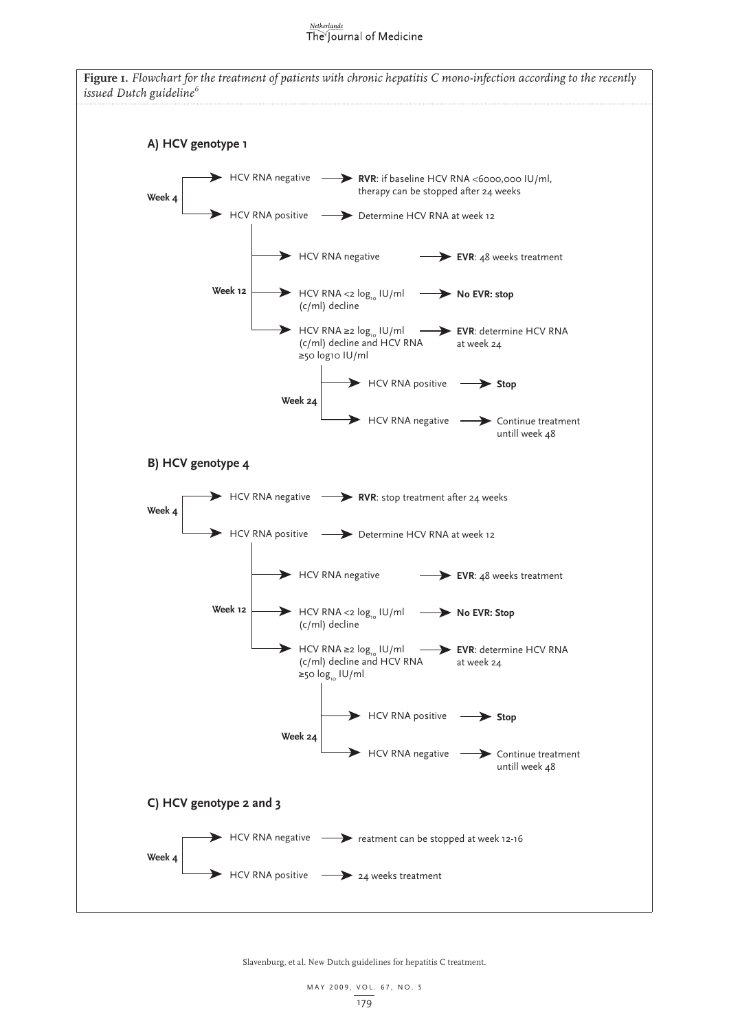**Figure 1.** *Flowchart for the treatment of patients with chronic hepatitis C mono-infection according to the recently issued Dutch guideline*[6]

### A) HCV genotype 1

**Week 4**

- HCV RNA negative → **RVR**: if baseline HCV RNA <6000,000 IU/ml, therapy can be stopped after 24 weeks
- HCV RNA positive → Determine HCV RNA at week 12

**Week 12**

- HCV RNA negative → **EVR**: 48 weeks treatment
- HCV RNA <2 $\log_{10}$ IU/ml (c/ml) decline → **No EVR: stop**
- HCV RNA ≥2 $\log_{10}$ IU/ml (c/ml) decline and HCV RNA ≥50 log10 IU/ml → **EVR**: determine HCV RNA at week 24

**Week 24**

- HCV RNA positive → **Stop**
- HCV RNA negative → Continue treatment untill week 48

### B) HCV genotype 4

**Week 4**

- HCV RNA negative → **RVR**: stop treatment after 24 weeks
- HCV RNA positive → Determine HCV RNA at week 12

**Week 12**

- HCV RNA negative → **EVR**: 48 weeks treatment
- HCV RNA <2 $\log_{10}$ IU/ml (c/ml) decline → **No EVR: Stop**
- HCV RNA ≥2 $\log_{10}$ IU/ml (c/ml) decline and HCV RNA ≥50 $\log_{10}$ IU/ml → **EVR**: determine HCV RNA at week 24

**Week 24**

- HCV RNA positive → **Stop**
- HCV RNA negative → Continue treatment untill week 48

### C) HCV genotype 2 and 3

**Week 4**

- HCV RNA negative → reatment can be stopped at week 12-16
- HCV RNA positive → 24 weeks treatment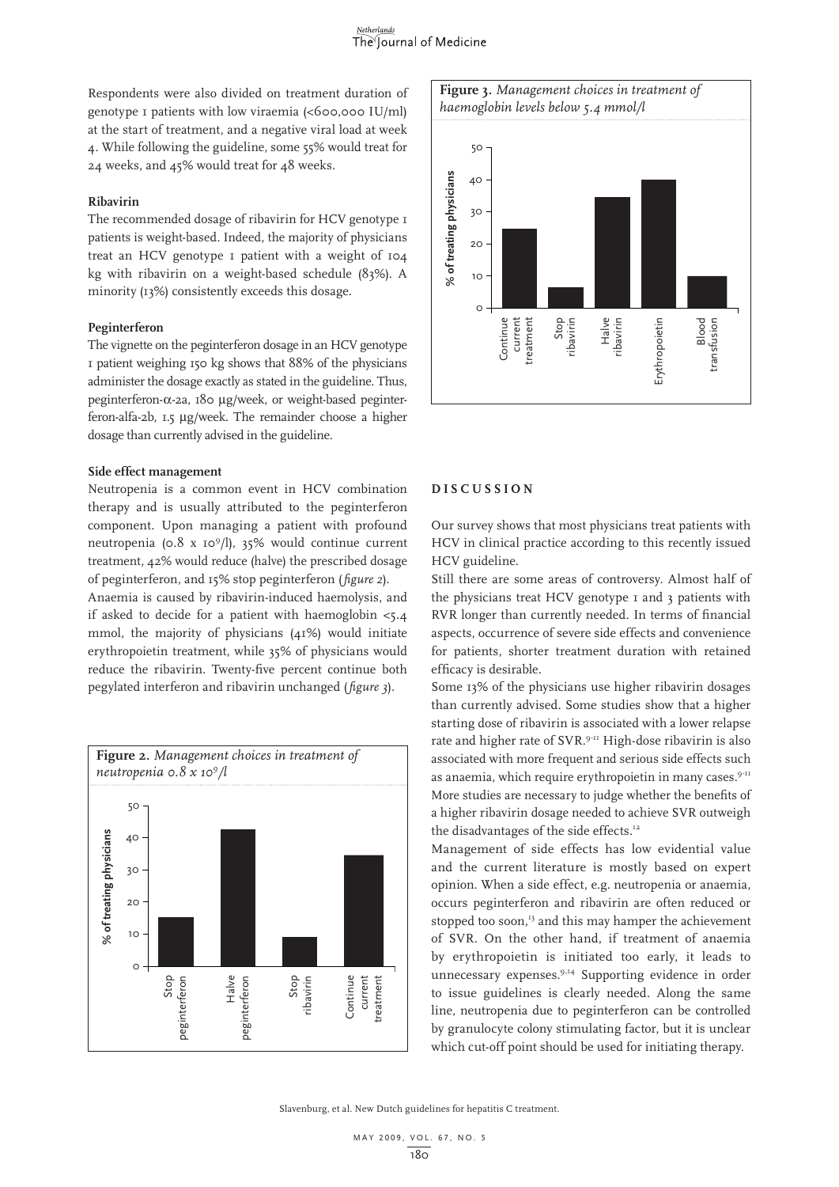Respondents were also divided on treatment duration of genotype 1 patients with low viraemia (<600,000 IU/ml) at the start of treatment, and a negative viral load at week 4. While following the guideline, some 55% would treat for 24 weeks, and 45% would treat for 48 weeks.

### Ribavirin

The recommended dosage of ribavirin for HCV genotype 1 patients is weight-based. Indeed, the majority of physicians treat an HCV genotype 1 patient with a weight of 104 kg with ribavirin on a weight-based schedule (83%). A minority (13%) consistently exceeds this dosage.

### Peginterferon

The vignette on the peginterferon dosage in an HCV genotype 1 patient weighing 150 kg shows that 88% of the physicians administer the dosage exactly as stated in the guideline. Thus, peginterferon-α-2a, 180 µg/week, or weight-based peginterferon-alfa-2b, 1.5 µg/week. The remainder choose a higher dosage than currently advised in the guideline.

### Side effect management

Neutropenia is a common event in HCV combination therapy and is usually attributed to the peginterferon component. Upon managing a patient with profound neutropenia ($0.8 \times 10^9$/l), 35% would continue current treatment, 42% would reduce (halve) the prescribed dosage of peginterferon, and 15% stop peginterferon (*figure 2*).

Anaemia is caused by ribavirin-induced haemolysis, and if asked to decide for a patient with haemoglobin <5.4 mmol, the majority of physicians (41%) would initiate erythropoietin treatment, while 35% of physicians would reduce the ribavirin. Twenty-five percent continue both pegylated interferon and ribavirin unchanged (*figure 3*).

**Figure 2.** *Management choices in treatment of neutropenia $0.8 \times 10^9$/l*

**Figure 3.** *Management choices in treatment of haemoglobin levels below 5.4 mmol/l*

## DISCUSSION

Our survey shows that most physicians treat patients with HCV in clinical practice according to this recently issued HCV guideline.

Still there are some areas of controversy. Almost half of the physicians treat HCV genotype 1 and 3 patients with RVR longer than currently needed. In terms of financial aspects, occurrence of severe side effects and convenience for patients, shorter treatment duration with retained efficacy is desirable.

Some 13% of the physicians use higher ribavirin dosages than currently advised. Some studies show that a higher starting dose of ribavirin is associated with a lower relapse rate and higher rate of SVR.[9-11] High-dose ribavirin is also associated with more frequent and serious side effects such as anaemia, which require erythropoietin in many cases.[9-11] More studies are necessary to judge whether the benefits of a higher ribavirin dosage needed to achieve SVR outweigh the disadvantages of the side effects.[12]

Management of side effects has low evidential value and the current literature is mostly based on expert opinion. When a side effect, e.g. neutropenia or anaemia, occurs peginterferon and ribavirin are often reduced or stopped too soon,[13] and this may hamper the achievement of SVR. On the other hand, if treatment of anaemia by erythropoietin is initiated too early, it leads to unnecessary expenses.[9,14] Supporting evidence in order to issue guidelines is clearly needed. Along the same line, neutropenia due to peginterferon can be controlled by granulocyte colony stimulating factor, but it is unclear which cut-off point should be used for initiating therapy.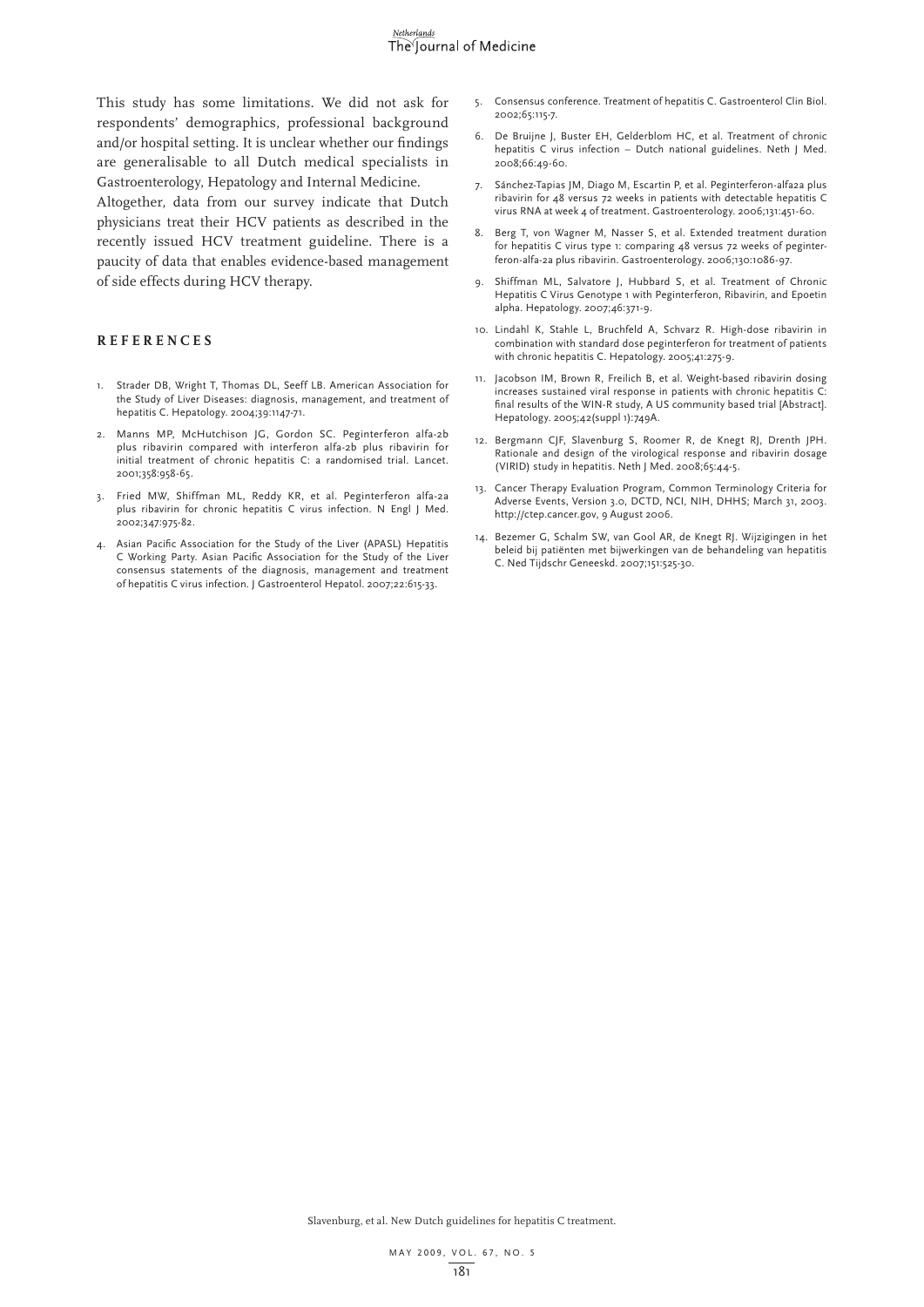This study has some limitations. We did not ask for respondents' demographics, professional background and/or hospital setting. It is unclear whether our findings are generalisable to all Dutch medical specialists in Gastroenterology, Hepatology and Internal Medicine.

Altogether, data from our survey indicate that Dutch physicians treat their HCV patients as described in the recently issued HCV treatment guideline. There is a paucity of data that enables evidence-based management of side effects during HCV therapy.

## REFERENCES

1. Strader DB, Wright T, Thomas DL, Seeff LB. American Association for the Study of Liver Diseases: diagnosis, management, and treatment of hepatitis C. Hepatology. 2004;39:1147-71.
2. Manns MP, McHutchison JG, Gordon SC. Peginterferon alfa-2b plus ribavirin compared with interferon alfa-2b plus ribavirin for initial treatment of chronic hepatitis C: a randomised trial. Lancet. 2001;358:958-65.
3. Fried MW, Shiffman ML, Reddy KR, et al. Peginterferon alfa-2a plus ribavirin for chronic hepatitis C virus infection. N Engl J Med. 2002;347:975-82.
4. Asian Pacific Association for the Study of the Liver (APASL) Hepatitis C Working Party. Asian Pacific Association for the Study of the Liver consensus statements of the diagnosis, management and treatment of hepatitis C virus infection. J Gastroenterol Hepatol. 2007;22:615-33.
5. Consensus conference. Treatment of hepatitis C. Gastroenterol Clin Biol. 2002;65:115-7.
6. De Bruijne J, Buster EH, Gelderblom HC, et al. Treatment of chronic hepatitis C virus infection – Dutch national guidelines. Neth J Med. 2008;66:49-60.
7. Sánchez-Tapias JM, Diago M, Escartin P, et al. Peginterferon-alfa2a plus ribavirin for 48 versus 72 weeks in patients with detectable hepatitis C virus RNA at week 4 of treatment. Gastroenterology. 2006;131:451-60.
8. Berg T, von Wagner M, Nasser S, et al. Extended treatment duration for hepatitis C virus type 1: comparing 48 versus 72 weeks of peginterferon-alfa-2a plus ribavirin. Gastroenterology. 2006;130:1086-97.
9. Shiffman ML, Salvatore J, Hubbard S, et al. Treatment of Chronic Hepatitis C Virus Genotype 1 with Peginterferon, Ribavirin, and Epoetin alpha. Hepatology. 2007;46:371-9.
10. Lindahl K, Stahle L, Bruchfeld A, Schvarz R. High-dose ribavirin in combination with standard dose peginterferon for treatment of patients with chronic hepatitis C. Hepatology. 2005;41:275-9.
11. Jacobson IM, Brown R, Freilich B, et al. Weight-based ribavirin dosing increases sustained viral response in patients with chronic hepatitis C: final results of the WIN-R study, A US community based trial [Abstract]. Hepatology. 2005;42(suppl 1):749A.
12. Bergmann CJF, Slavenburg S, Roomer R, de Knegt RJ, Drenth JPH. Rationale and design of the virological response and ribavirin dosage (VIRID) study in hepatitis. Neth J Med. 2008;65:44-5.
13. Cancer Therapy Evaluation Program, Common Terminology Criteria for Adverse Events, Version 3.0, DCTD, NCI, NIH, DHHS; March 31, 2003. http://ctep.cancer.gov, 9 August 2006.
14. Bezemer G, Schalm SW, van Gool AR, de Knegt RJ. Wijzigingen in het beleid bij patiënten met bijwerkingen van de behandeling van hepatitis C. Ned Tijdschr Geneeskd. 2007;151:525-30.